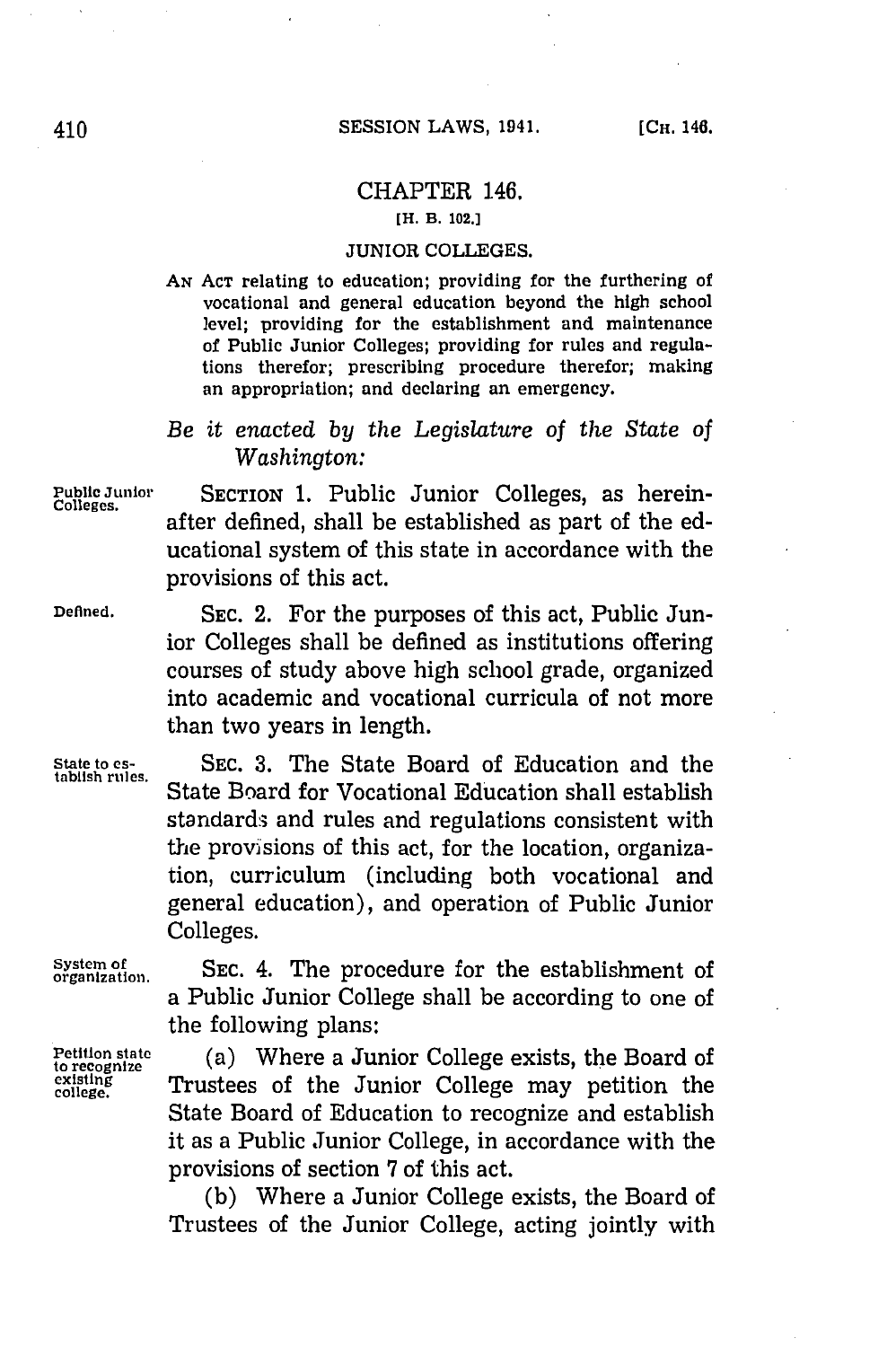# CHAPTER 146.

[H. B. 102.]

## JUNIOR COLLEGES.

AN ACT relating to education; providing for the furthering of vocational and general education beyond the high school level; providing for the establishment and maintenance of Public Junior Colleges; providing for rules and regulations therefor; prescribing procedure therefor; making an appropriation; and declaring an emergency.

*Be it enacted by the Legislature of the State of Washington:*

Public Junior Colleges. SECTION 1. Public Junior Colleges, as hereinafter defined, shall be established as part of the educational system of this state in accordance with the provisions of this act.

Defined. SEC. 2. For the purposes of this act, Public Junior Colleges shall be defined as institutions offering courses of study above high school grade, organized into academic and vocational curricula of not more than two years in length.

State to establish rules. SEC. 3. The State Board of Education and the State Board for Vocational Education shall establish standards and rules and regulations consistent with the provisions of this act, for the location, organization, curriculum (including both vocational and general education), and operation of Public Junior Colleges.

System of organization. SEC. 4. The procedure for the establishment of a Public Junior College shall be according to one of the following plans:

Petition state to recognize existing college. (a) Where a Junior College exists, the Board of Trustees of the Junior College may petition the State Board of Education to recognize and establish it as a Public Junior College, in accordance with the provisions of section 7 of this act.

(b) Where a Junior College exists, the Board of Trustees of the Junior College, acting jointly with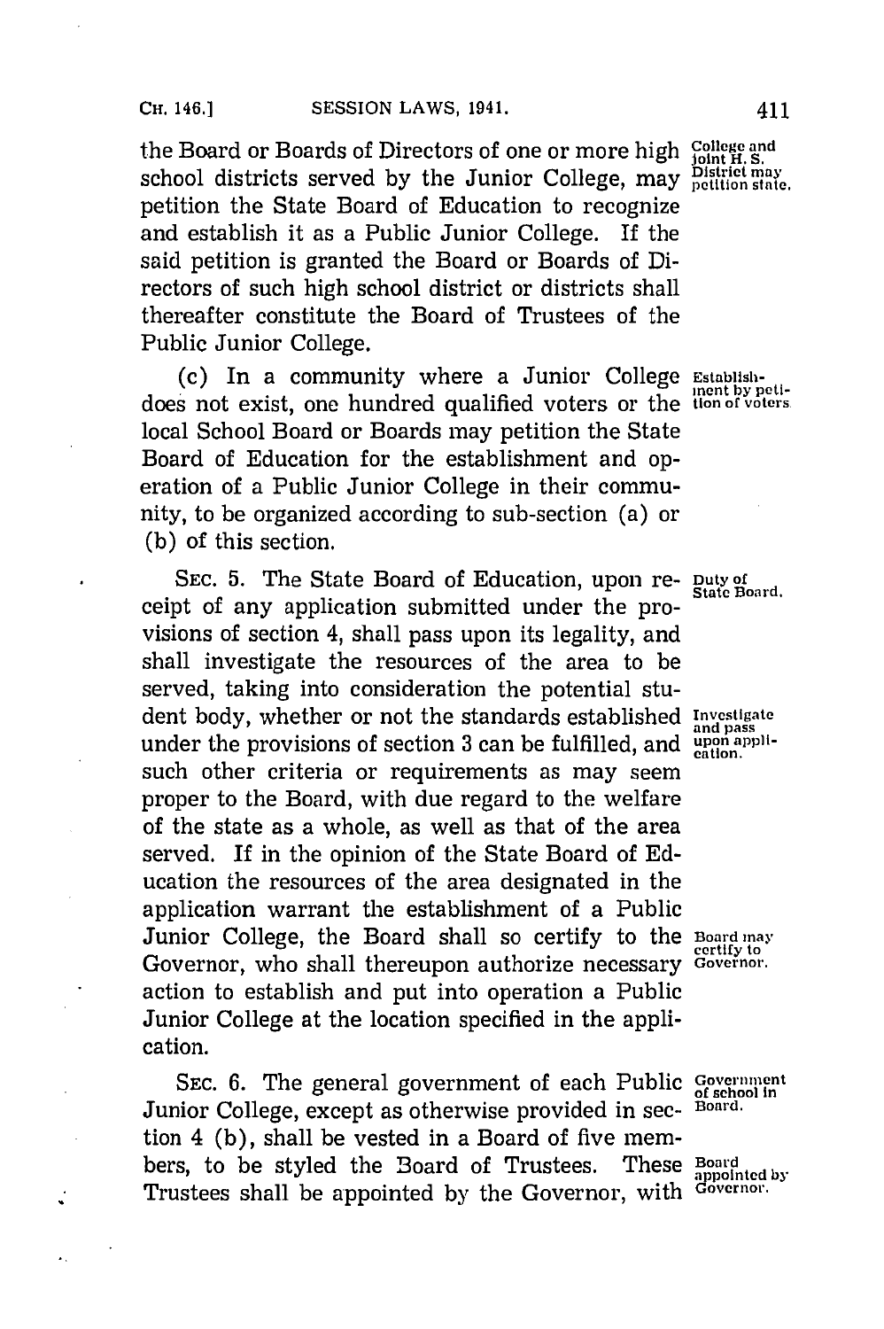the Board or Boards of Directors of one or more high school districts served by the Junior College, may petition the State Board of Education to recognize and establish it as a Public Junior College. If the said petition is granted the Board or Boards of Directors of such high school district or districts shall thereafter constitute the Board of Trustees of the Public Junior College.

College and joint H. S. District may petition state.

(c) In a community where a Junior College does not exist, one hundred qualified voters or the local School Board or Boards may petition the State Board of Education for the establishment and operation of a Public Junior College in their community, to be organized according to sub-section (a) or (b) of this section.

Establishment by petition of voters.

SEC. 5. The State Board of Education, upon receipt of any application submitted under the provisions of section 4, shall pass upon its legality, and shall investigate the resources of the area to be served, taking into consideration the potential student body, whether or not the standards established under the provisions of section 3 can be fulfilled, and such other criteria or requirements as may seem proper to the Board, with due regard to the welfare of the state as a whole, as well as that of the area served. If in the opinion of the State Board of Education the resources of the area designated in the application warrant the establishment of a Public Junior College, the Board shall so certify to the Governor, who shall thereupon authorize necessary action to establish and put into operation a Public Junior College at the location specified in the application.

Duty of State Board.

Investigate and pass upon application.

Board may certify to Governor.

SEC. 6. The general government of each Public Junior College, except as otherwise provided in section 4 (b), shall be vested in a Board of five members, to be styled the Board of Trustees. These Trustees shall be appointed by the Governor, with

Government of school in Board.

Board appointed by Governor.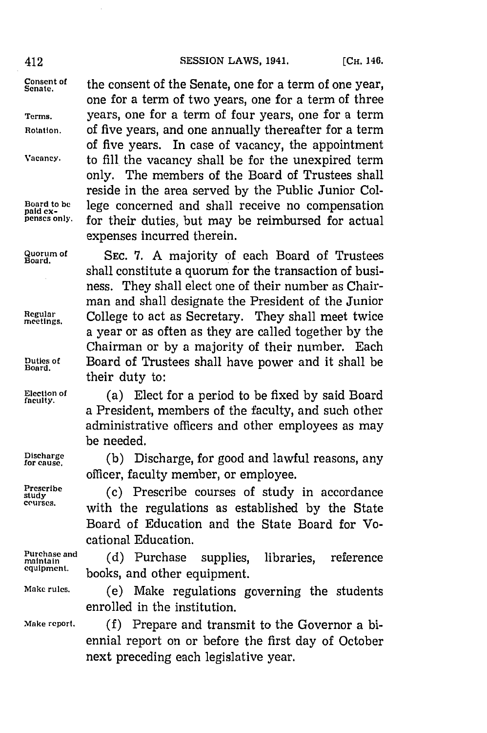the consent of the Senate, one for a term of one year, one for a term of two years, one for a term of three years, one for a term of four years, one for a term of five years, and one annually thereafter for a term of five years. In case of vacancy, the appointment to fill the vacancy shall be for the unexpired term only. The members of the Board of Trustees shall reside in the area served by the Public Junior College concerned and shall receive no compensation for their duties, but may be reimbursed for actual expenses incurred therein.

SEC. 7. A majority of each Board of Trustees shall constitute a quorum for the transaction of business. They shall elect one of their number as Chairman and shall designate the President of the Junior College to act as Secretary. They shall meet twice a year or as often as they are called together by the Chairman or by a majority of their number. Each Board of Trustees shall have power and it shall be their duty to:

(a) Elect for a period to be fixed by said Board a President, members of the faculty, and such other administrative officers and other employees as may be needed.

(b) Discharge, for good and lawful reasons, any officer, faculty member, or employee.

(c) Prescribe courses of study in accordance with the regulations as established by the State Board of Education and the State Board for Vocational Education.

(d) Purchase supplies, libraries, reference books, and other equipment.

(e) Make regulations governing the students enrolled in the institution.

(f) Prepare and transmit to the Governor a biennial report on or before the first day of October next preceding each legislative year.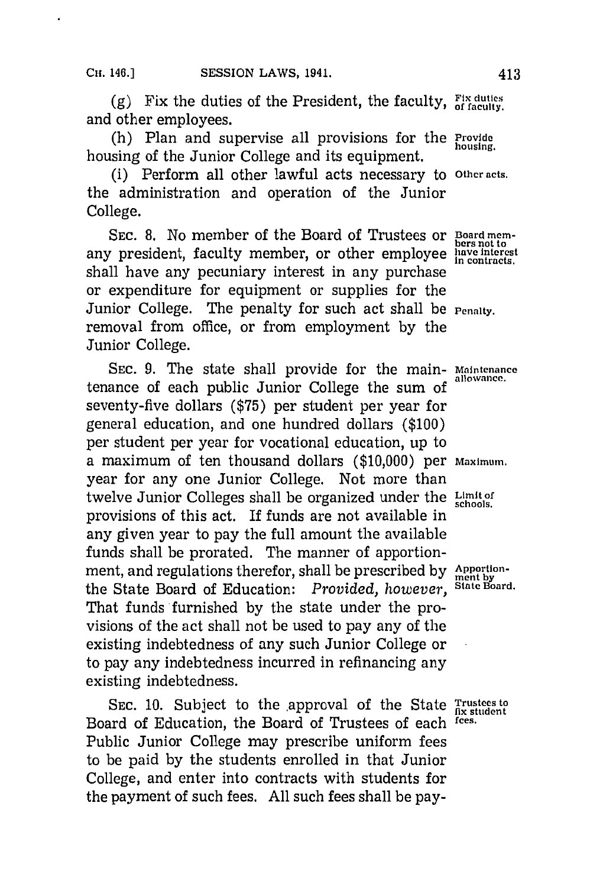(g) Fix the duties of the President, the faculty, and other employees. Fix duties of faculty.

(h) Plan and supervise all provisions for the housing of the Junior College and its equipment. Provide housing.

(i) Perform all other lawful acts necessary to the administration and operation of the Junior College. Other acts.

SEC. 8. No member of the Board of Trustees or any president, faculty member, or other employee shall have any pecuniary interest in any purchase or expenditure for equipment or supplies for the Junior College. The penalty for such act shall be removal from office, or from employment by the Junior College. Board members not to have interest in contracts. Penalty.

SEC. 9. The state shall provide for the maintenance of each public Junior College the sum of seventy-five dollars ($75) per student per year for general education, and one hundred dollars ($100) per student per year for vocational education, up to a maximum of ten thousand dollars ($10,000) per year for any one Junior College. Not more than twelve Junior Colleges shall be organized under the provisions of this act. If funds are not available in any given year to pay the full amount the available funds shall be prorated. The manner of apportionment, and regulations therefor, shall be prescribed by the State Board of Education: *Provided, however,* That funds furnished by the state under the provisions of the act shall not be used to pay any of the existing indebtedness of any such Junior College or to pay any indebtedness incurred in refinancing any existing indebtedness. Maintenance allowance. Maximum. Limit of schools. Apportionment by State Board.

SEC. 10. Subject to the approval of the State Board of Education, the Board of Trustees of each Public Junior College may prescribe uniform fees to be paid by the students enrolled in that Junior College, and enter into contracts with students for the payment of such fees. All such fees shall be pay- Trustees to fix student fees.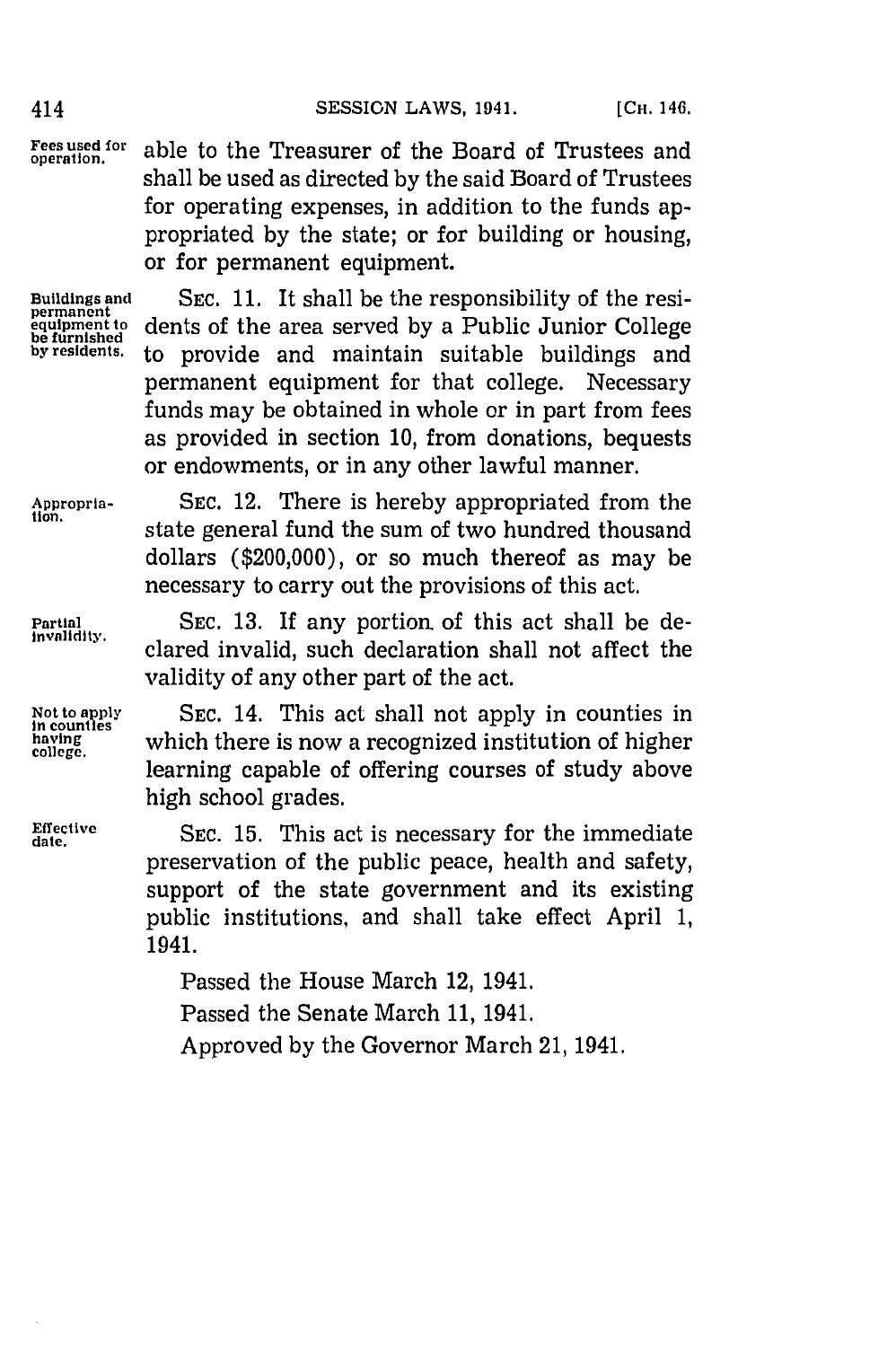able to the Treasurer of the Board of Trustees and shall be used as directed by the said Board of Trustees for operating expenses, in addition to the funds appropriated by the state; or for building or housing, or for permanent equipment.

Fees used for operation.

SEC. 11. It shall be the responsibility of the residents of the area served by a Public Junior College to provide and maintain suitable buildings and permanent equipment for that college. Necessary funds may be obtained in whole or in part from fees as provided in section 10, from donations, bequests or endowments, or in any other lawful manner.

Buildings and permanent equipment to be furnished by residents.

SEC. 12. There is hereby appropriated from the state general fund the sum of two hundred thousand dollars ($200,000), or so much thereof as may be necessary to carry out the provisions of this act.

Appropriation.

SEC. 13. If any portion of this act shall be declared invalid, such declaration shall not affect the validity of any other part of the act.

Partial invalidity.

SEC. 14. This act shall not apply in counties in which there is now a recognized institution of higher learning capable of offering courses of study above high school grades.

Not to apply in counties having college.

SEC. 15. This act is necessary for the immediate preservation of the public peace, health and safety, support of the state government and its existing public institutions, and shall take effect April 1, 1941.

Effective date.

Passed the House March 12, 1941.

Passed the Senate March 11, 1941.

Approved by the Governor March 21, 1941.